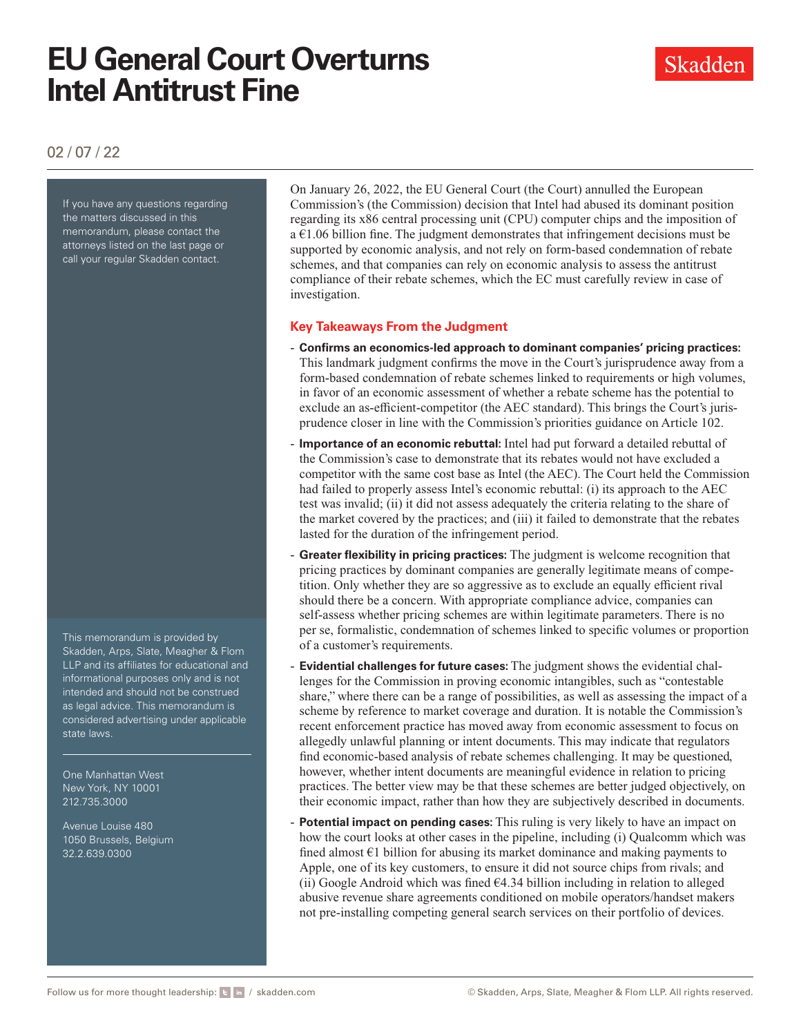# EU General Court Overturns Intel Antitrust Fine

02 / 07 / 22

If you have any questions regarding the matters discussed in this memorandum, please contact the attorneys listed on the last page or call your regular Skadden contact.

This memorandum is provided by Skadden, Arps, Slate, Meagher & Flom LLP and its affiliates for educational and informational purposes only and is not intended and should not be construed as legal advice. This memorandum is considered advertising under applicable state laws.

One Manhattan West
New York, NY 10001
212.735.3000

Avenue Louise 480
1050 Brussels, Belgium
32.2.639.0300

On January 26, 2022, the EU General Court (the Court) annulled the European Commission's (the Commission) decision that Intel had abused its dominant position regarding its x86 central processing unit (CPU) computer chips and the imposition of a €1.06 billion fine. The judgment demonstrates that infringement decisions must be supported by economic analysis, and not rely on form-based condemnation of rebate schemes, and that companies can rely on economic analysis to assess the antitrust compliance of their rebate schemes, which the EC must carefully review in case of investigation.

## Key Takeaways From the Judgment

- **Confirms an economics-led approach to dominant companies' pricing practices:** This landmark judgment confirms the move in the Court's jurisprudence away from a form-based condemnation of rebate schemes linked to requirements or high volumes, in favor of an economic assessment of whether a rebate scheme has the potential to exclude an as-efficient-competitor (the AEC standard). This brings the Court's jurisprudence closer in line with the Commission's priorities guidance on Article 102.
- **Importance of an economic rebuttal:** Intel had put forward a detailed rebuttal of the Commission's case to demonstrate that its rebates would not have excluded a competitor with the same cost base as Intel (the AEC). The Court held the Commission had failed to properly assess Intel's economic rebuttal: (i) its approach to the AEC test was invalid; (ii) it did not assess adequately the criteria relating to the share of the market covered by the practices; and (iii) it failed to demonstrate that the rebates lasted for the duration of the infringement period.
- **Greater flexibility in pricing practices:** The judgment is welcome recognition that pricing practices by dominant companies are generally legitimate means of competition. Only whether they are so aggressive as to exclude an equally efficient rival should there be a concern. With appropriate compliance advice, companies can self-assess whether pricing schemes are within legitimate parameters. There is no per se, formalistic, condemnation of schemes linked to specific volumes or proportion of a customer's requirements.
- **Evidential challenges for future cases:** The judgment shows the evidential challenges for the Commission in proving economic intangibles, such as "contestable share," where there can be a range of possibilities, as well as assessing the impact of a scheme by reference to market coverage and duration. It is notable the Commission's recent enforcement practice has moved away from economic assessment to focus on allegedly unlawful planning or intent documents. This may indicate that regulators find economic-based analysis of rebate schemes challenging. It may be questioned, however, whether intent documents are meaningful evidence in relation to pricing practices. The better view may be that these schemes are better judged objectively, on their economic impact, rather than how they are subjectively described in documents.
- **Potential impact on pending cases:** This ruling is very likely to have an impact on how the court looks at other cases in the pipeline, including (i) Qualcomm which was fined almost €1 billion for abusing its market dominance and making payments to Apple, one of its key customers, to ensure it did not source chips from rivals; and (ii) Google Android which was fined €4.34 billion including in relation to alleged abusive revenue share agreements conditioned on mobile operators/handset makers not pre-installing competing general search services on their portfolio of devices.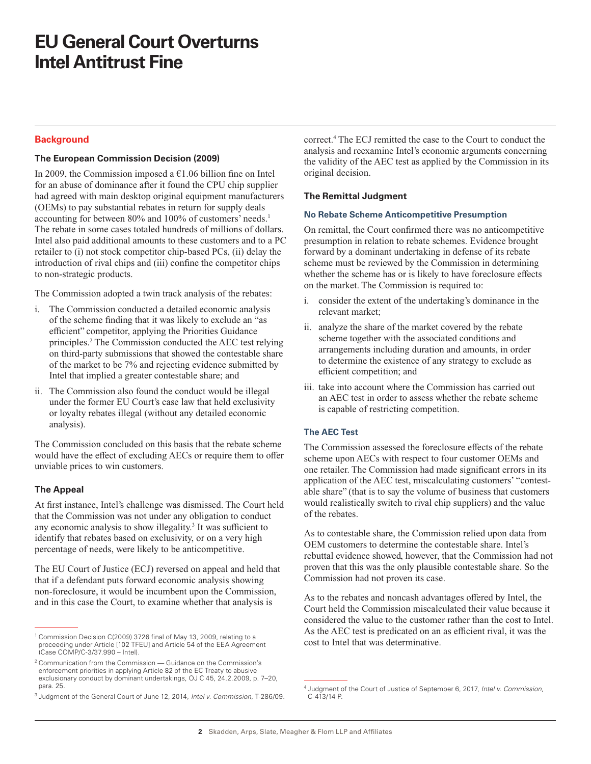# EU General Court Overturns Intel Antitrust Fine

## Background

### The European Commission Decision (2009)

In 2009, the Commission imposed a €1.06 billion fine on Intel for an abuse of dominance after it found the CPU chip supplier had agreed with main desktop original equipment manufacturers (OEMs) to pay substantial rebates in return for supply deals accounting for between 80% and 100% of customers' needs.[1] The rebate in some cases totaled hundreds of millions of dollars. Intel also paid additional amounts to these customers and to a PC retailer to (i) not stock competitor chip-based PCs, (ii) delay the introduction of rival chips and (iii) confine the competitor chips to non-strategic products.

The Commission adopted a twin track analysis of the rebates:

i. The Commission conducted a detailed economic analysis of the scheme finding that it was likely to exclude an "as efficient" competitor, applying the Priorities Guidance principles.[2] The Commission conducted the AEC test relying on third-party submissions that showed the contestable share of the market to be 7% and rejecting evidence submitted by Intel that implied a greater contestable share; and

ii. The Commission also found the conduct would be illegal under the former EU Court's case law that held exclusivity or loyalty rebates illegal (without any detailed economic analysis).

The Commission concluded on this basis that the rebate scheme would have the effect of excluding AECs or require them to offer unviable prices to win customers.

### The Appeal

At first instance, Intel's challenge was dismissed. The Court held that the Commission was not under any obligation to conduct any economic analysis to show illegality.[3] It was sufficient to identify that rebates based on exclusivity, or on a very high percentage of needs, were likely to be anticompetitive.

The EU Court of Justice (ECJ) reversed on appeal and held that that if a defendant puts forward economic analysis showing non-foreclosure, it would be incumbent upon the Commission, and in this case the Court, to examine whether that analysis is correct.[4] The ECJ remitted the case to the Court to conduct the analysis and reexamine Intel's economic arguments concerning the validity of the AEC test as applied by the Commission in its original decision.

### The Remittal Judgment

#### No Rebate Scheme Anticompetitive Presumption

On remittal, the Court confirmed there was no anticompetitive presumption in relation to rebate schemes. Evidence brought forward by a dominant undertaking in defense of its rebate scheme must be reviewed by the Commission in determining whether the scheme has or is likely to have foreclosure effects on the market. The Commission is required to:

i. consider the extent of the undertaking's dominance in the relevant market;

ii. analyze the share of the market covered by the rebate scheme together with the associated conditions and arrangements including duration and amounts, in order to determine the existence of any strategy to exclude as efficient competition; and

iii. take into account where the Commission has carried out an AEC test in order to assess whether the rebate scheme is capable of restricting competition.

#### The AEC Test

The Commission assessed the foreclosure effects of the rebate scheme upon AECs with respect to four customer OEMs and one retailer. The Commission had made significant errors in its application of the AEC test, miscalculating customers' "contestable share" (that is to say the volume of business that customers would realistically switch to rival chip suppliers) and the value of the rebates.

As to contestable share, the Commission relied upon data from OEM customers to determine the contestable share. Intel's rebuttal evidence showed, however, that the Commission had not proven that this was the only plausible contestable share. So the Commission had not proven its case.

As to the rebates and noncash advantages offered by Intel, the Court held the Commission miscalculated their value because it considered the value to the customer rather than the cost to Intel. As the AEC test is predicated on an as efficient rival, it was the cost to Intel that was determinative.

---

[1] Commission Decision C(2009) 3726 final of May 13, 2009, relating to a proceeding under Article [102 TFEU] and Article 54 of the EEA Agreement (Case COMP/C-3/37.990 – Intel).

[2] Communication from the Commission — Guidance on the Commission's enforcement priorities in applying Article 82 of the EC Treaty to abusive exclusionary conduct by dominant undertakings, OJ C 45, 24.2.2009, p. 7–20, para. 25.

[3] Judgment of the General Court of June 12, 2014, *Intel v. Commission*, T-286/09.

[4] Judgment of the Court of Justice of September 6, 2017, *Intel v. Commission*, C-413/14 P.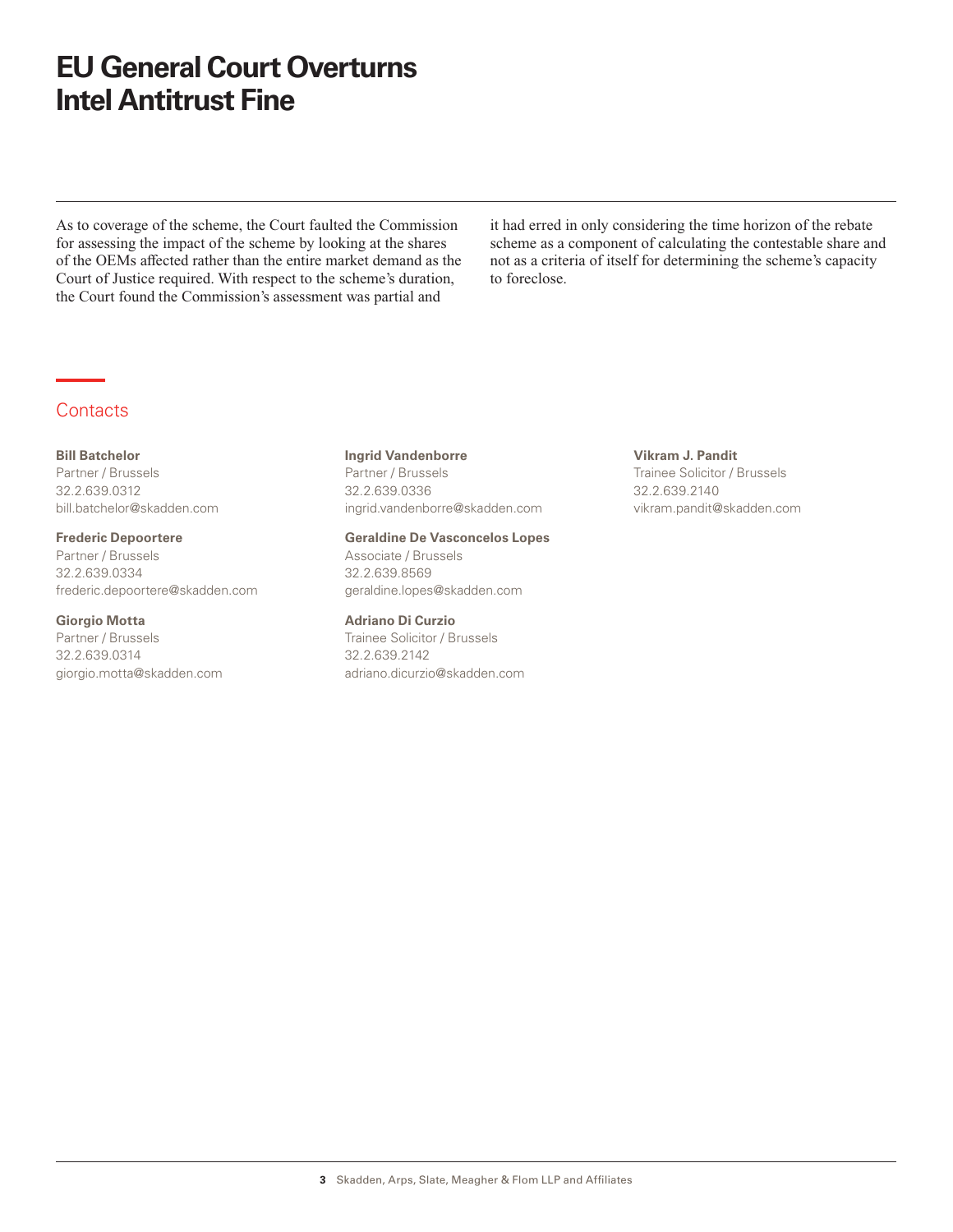# EU General Court Overturns Intel Antitrust Fine

As to coverage of the scheme, the Court faulted the Commission for assessing the impact of the scheme by looking at the shares of the OEMs affected rather than the entire market demand as the Court of Justice required. With respect to the scheme's duration, the Court found the Commission's assessment was partial and it had erred in only considering the time horizon of the rebate scheme as a component of calculating the contestable share and not as a criteria of itself for determining the scheme's capacity to foreclose.

## Contacts

**Bill Batchelor**
Partner / Brussels
32.2.639.0312
bill.batchelor@skadden.com

**Frederic Depoortere**
Partner / Brussels
32.2.639.0334
frederic.depoortere@skadden.com

**Giorgio Motta**
Partner / Brussels
32.2.639.0314
giorgio.motta@skadden.com

**Ingrid Vandenborre**
Partner / Brussels
32.2.639.0336
ingrid.vandenborre@skadden.com

**Geraldine De Vasconcelos Lopes**
Associate / Brussels
32.2.639.8569
geraldine.lopes@skadden.com

**Adriano Di Curzio**
Trainee Solicitor / Brussels
32.2.639.2142
adriano.dicurzio@skadden.com

**Vikram J. Pandit**
Trainee Solicitor / Brussels
32.2.639.2140
vikram.pandit@skadden.com